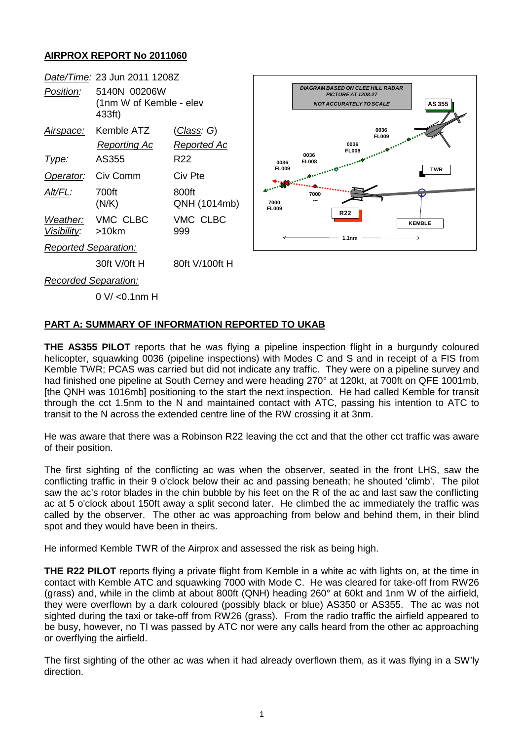## AIRPROX REPORT No 2011060

| | | |
|---|---|---|
| *Date/Time:* | 23 Jun 2011 1208Z | |
| *Position:* | 5140N 00206W (1nm W of Kemble - elev 433ft) | |
| *Airspace:* | Kemble ATZ | (*Class*: G) |
| | *Reporting Ac* | *Reported Ac* |
| *Type:* | AS355 | R22 |
| *Operator:* | Civ Comm | Civ Pte |
| *Alt/FL:* | 700ft (N/K) | 800ft QNH (1014mb) |
| *Weather:* | VMC CLBC | VMC CLBC |
| *Visibility:* | >10km | 999 |
| *Reported Separation:* | | |
| | 30ft V/0ft H | 80ft V/100ft H |
| *Recorded Separation:* | | |
| | 0 V/ <0.1nm H | |

DIAGRAM BASED ON CLEE HILL RADAR PICTURE AT 1208:27
NOT ACCURATELY TO SCALE

### PART A: SUMMARY OF INFORMATION REPORTED TO UKAB

**THE AS355 PILOT** reports that he was flying a pipeline inspection flight in a burgundy coloured helicopter, squawking 0036 (pipeline inspections) with Modes C and S and in receipt of a FIS from Kemble TWR; PCAS was carried but did not indicate any traffic. They were on a pipeline survey and had finished one pipeline at South Cerney and were heading 270° at 120kt, at 700ft on QFE 1001mb, [the QNH was 1016mb] positioning to the start the next inspection. He had called Kemble for transit through the cct 1.5nm to the N and maintained contact with ATC, passing his intention to ATC to transit to the N across the extended centre line of the RW crossing it at 3nm.

He was aware that there was a Robinson R22 leaving the cct and that the other cct traffic was aware of their position.

The first sighting of the conflicting ac was when the observer, seated in the front LHS, saw the conflicting traffic in their 9 o'clock below their ac and passing beneath; he shouted 'climb'. The pilot saw the ac's rotor blades in the chin bubble by his feet on the R of the ac and last saw the conflicting ac at 5 o'clock about 150ft away a split second later. He climbed the ac immediately the traffic was called by the observer. The other ac was approaching from below and behind them, in their blind spot and they would have been in theirs.

He informed Kemble TWR of the Airprox and assessed the risk as being high.

**THE R22 PILOT** reports flying a private flight from Kemble in a white ac with lights on, at the time in contact with Kemble ATC and squawking 7000 with Mode C. He was cleared for take-off from RW26 (grass) and, while in the climb at about 800ft (QNH) heading 260° at 60kt and 1nm W of the airfield, they were overflown by a dark coloured (possibly black or blue) AS350 or AS355. The ac was not sighted during the taxi or take-off from RW26 (grass). From the radio traffic the airfield appeared to be busy, however, no TI was passed by ATC nor were any calls heard from the other ac approaching or overflying the airfield.

The first sighting of the other ac was when it had already overflown them, as it was flying in a SW'ly direction.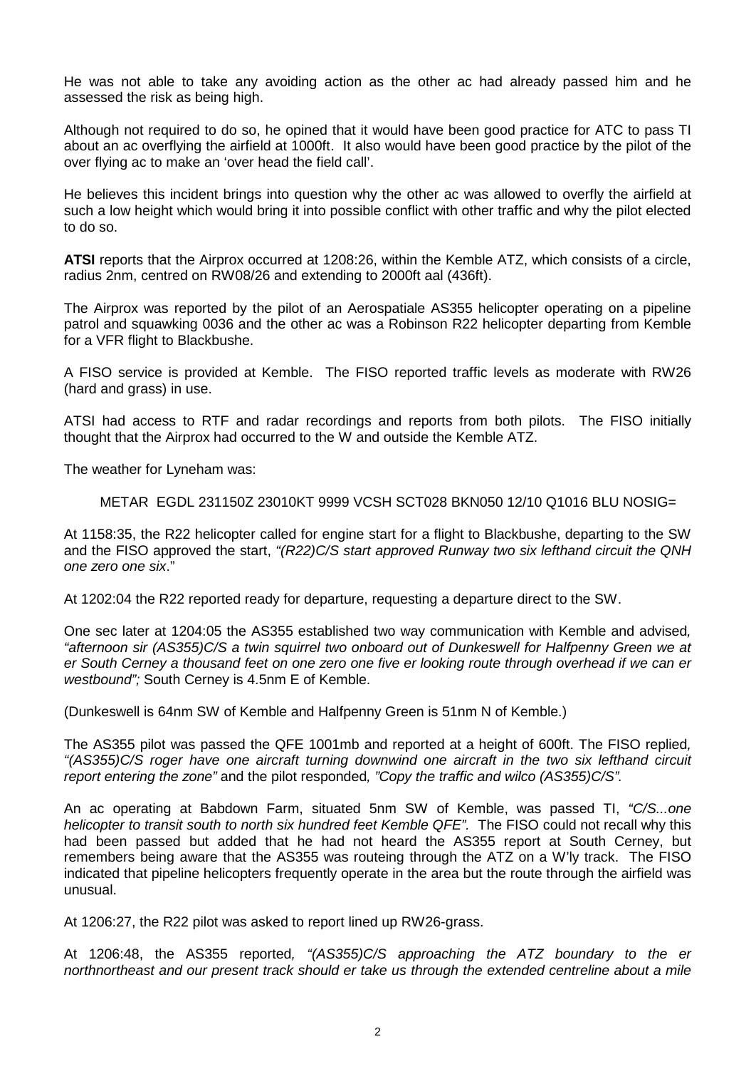He was not able to take any avoiding action as the other ac had already passed him and he assessed the risk as being high.

Although not required to do so, he opined that it would have been good practice for ATC to pass TI about an ac overflying the airfield at 1000ft. It also would have been good practice by the pilot of the over flying ac to make an 'over head the field call'.

He believes this incident brings into question why the other ac was allowed to overfly the airfield at such a low height which would bring it into possible conflict with other traffic and why the pilot elected to do so.

**ATSI** reports that the Airprox occurred at 1208:26, within the Kemble ATZ, which consists of a circle, radius 2nm, centred on RW08/26 and extending to 2000ft aal (436ft).

The Airprox was reported by the pilot of an Aerospatiale AS355 helicopter operating on a pipeline patrol and squawking 0036 and the other ac was a Robinson R22 helicopter departing from Kemble for a VFR flight to Blackbushe.

A FISO service is provided at Kemble. The FISO reported traffic levels as moderate with RW26 (hard and grass) in use.

ATSI had access to RTF and radar recordings and reports from both pilots. The FISO initially thought that the Airprox had occurred to the W and outside the Kemble ATZ.

The weather for Lyneham was:

METAR EGDL 231150Z 23010KT 9999 VCSH SCT028 BKN050 12/10 Q1016 BLU NOSIG=

At 1158:35, the R22 helicopter called for engine start for a flight to Blackbushe, departing to the SW and the FISO approved the start, *"(R22)C/S start approved Runway two six lefthand circuit the QNH one zero one six*."

At 1202:04 the R22 reported ready for departure, requesting a departure direct to the SW.

One sec later at 1204:05 the AS355 established two way communication with Kemble and advised*, "afternoon sir (AS355)C/S a twin squirrel two onboard out of Dunkeswell for Halfpenny Green we at er South Cerney a thousand feet on one zero one five er looking route through overhead if we can er westbound";* South Cerney is 4.5nm E of Kemble.

(Dunkeswell is 64nm SW of Kemble and Halfpenny Green is 51nm N of Kemble.)

The AS355 pilot was passed the QFE 1001mb and reported at a height of 600ft. The FISO replied*, "(AS355)C/S roger have one aircraft turning downwind one aircraft in the two six lefthand circuit report entering the zone"* and the pilot responded*, "Copy the traffic and wilco (AS355)C/S".*

An ac operating at Babdown Farm, situated 5nm SW of Kemble, was passed TI, *"C/S...one helicopter to transit south to north six hundred feet Kemble QFE".* The FISO could not recall why this had been passed but added that he had not heard the AS355 report at South Cerney, but remembers being aware that the AS355 was routeing through the ATZ on a W'ly track. The FISO indicated that pipeline helicopters frequently operate in the area but the route through the airfield was unusual.

At 1206:27, the R22 pilot was asked to report lined up RW26-grass.

At 1206:48, the AS355 reported*, "(AS355)C/S approaching the ATZ boundary to the er northnortheast and our present track should er take us through the extended centreline about a mile*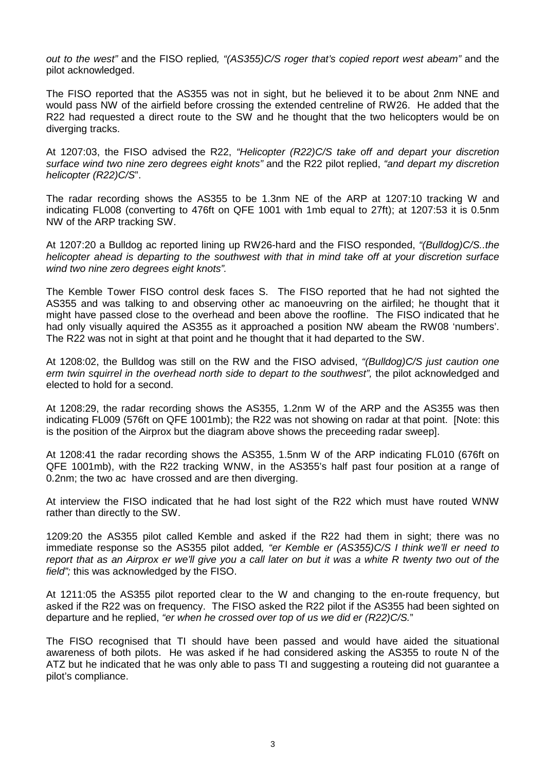*out to the west"* and the FISO replied*, "(AS355)C/S roger that's copied report west abeam"* and the pilot acknowledged.

The FISO reported that the AS355 was not in sight, but he believed it to be about 2nm NNE and would pass NW of the airfield before crossing the extended centreline of RW26. He added that the R22 had requested a direct route to the SW and he thought that the two helicopters would be on diverging tracks.

At 1207:03, the FISO advised the R22, *"Helicopter (R22)C/S take off and depart your discretion surface wind two nine zero degrees eight knots"* and the R22 pilot replied, *"and depart my discretion helicopter (R22)C/S*".

The radar recording shows the AS355 to be 1.3nm NE of the ARP at 1207:10 tracking W and indicating FL008 (converting to 476ft on QFE 1001 with 1mb equal to 27ft); at 1207:53 it is 0.5nm NW of the ARP tracking SW.

At 1207:20 a Bulldog ac reported lining up RW26-hard and the FISO responded, *"(Bulldog)C/S..the helicopter ahead is departing to the southwest with that in mind take off at your discretion surface wind two nine zero degrees eight knots".*

The Kemble Tower FISO control desk faces S. The FISO reported that he had not sighted the AS355 and was talking to and observing other ac manoeuvring on the airfiled; he thought that it might have passed close to the overhead and been above the roofline. The FISO indicated that he had only visually aquired the AS355 as it approached a position NW abeam the RW08 'numbers'. The R22 was not in sight at that point and he thought that it had departed to the SW.

At 1208:02, the Bulldog was still on the RW and the FISO advised, *"(Bulldog)C/S just caution one erm twin squirrel in the overhead north side to depart to the southwest",* the pilot acknowledged and elected to hold for a second.

At 1208:29, the radar recording shows the AS355, 1.2nm W of the ARP and the AS355 was then indicating FL009 (576ft on QFE 1001mb); the R22 was not showing on radar at that point. [Note: this is the position of the Airprox but the diagram above shows the preceeding radar sweep].

At 1208:41 the radar recording shows the AS355, 1.5nm W of the ARP indicating FL010 (676ft on QFE 1001mb), with the R22 tracking WNW, in the AS355's half past four position at a range of 0.2nm; the two ac have crossed and are then diverging.

At interview the FISO indicated that he had lost sight of the R22 which must have routed WNW rather than directly to the SW.

1209:20 the AS355 pilot called Kemble and asked if the R22 had them in sight; there was no immediate response so the AS355 pilot added*, "er Kemble er (AS355)C/S I think we'll er need to report that as an Airprox er we'll give you a call later on but it was a white R twenty two out of the field";* this was acknowledged by the FISO.

At 1211:05 the AS355 pilot reported clear to the W and changing to the en-route frequency, but asked if the R22 was on frequency. The FISO asked the R22 pilot if the AS355 had been sighted on departure and he replied, *"er when he crossed over top of us we did er (R22)C/S.*"

The FISO recognised that TI should have been passed and would have aided the situational awareness of both pilots. He was asked if he had considered asking the AS355 to route N of the ATZ but he indicated that he was only able to pass TI and suggesting a routeing did not guarantee a pilot's compliance.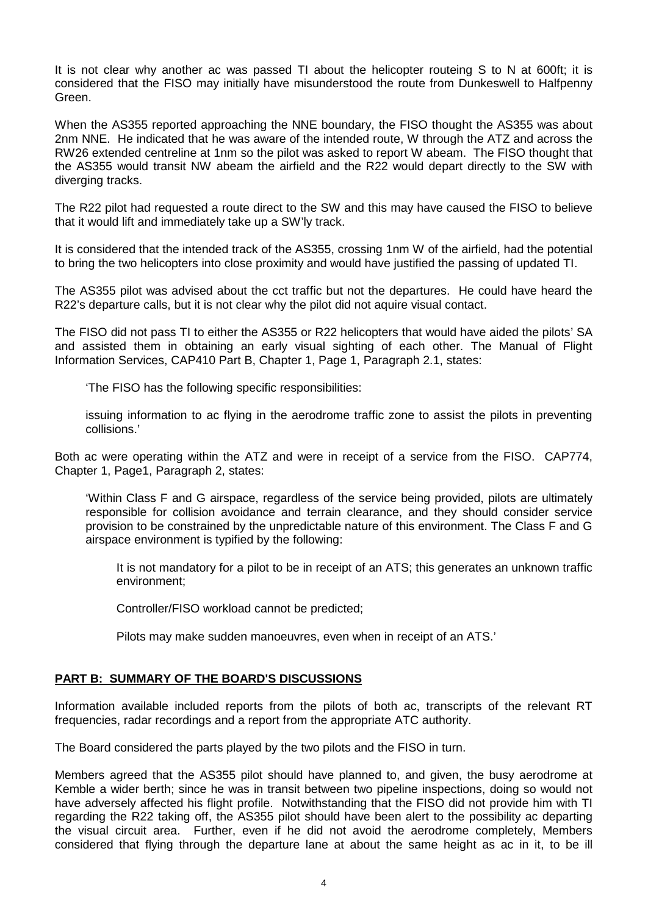It is not clear why another ac was passed TI about the helicopter routeing S to N at 600ft; it is considered that the FISO may initially have misunderstood the route from Dunkeswell to Halfpenny Green.

When the AS355 reported approaching the NNE boundary, the FISO thought the AS355 was about 2nm NNE. He indicated that he was aware of the intended route, W through the ATZ and across the RW26 extended centreline at 1nm so the pilot was asked to report W abeam. The FISO thought that the AS355 would transit NW abeam the airfield and the R22 would depart directly to the SW with diverging tracks.

The R22 pilot had requested a route direct to the SW and this may have caused the FISO to believe that it would lift and immediately take up a SW'ly track.

It is considered that the intended track of the AS355, crossing 1nm W of the airfield, had the potential to bring the two helicopters into close proximity and would have justified the passing of updated TI.

The AS355 pilot was advised about the cct traffic but not the departures. He could have heard the R22's departure calls, but it is not clear why the pilot did not aquire visual contact.

The FISO did not pass TI to either the AS355 or R22 helicopters that would have aided the pilots' SA and assisted them in obtaining an early visual sighting of each other. The Manual of Flight Information Services, CAP410 Part B, Chapter 1, Page 1, Paragraph 2.1, states:

> 'The FISO has the following specific responsibilities:
>
> issuing information to ac flying in the aerodrome traffic zone to assist the pilots in preventing collisions.'

Both ac were operating within the ATZ and were in receipt of a service from the FISO. CAP774, Chapter 1, Page1, Paragraph 2, states:

> 'Within Class F and G airspace, regardless of the service being provided, pilots are ultimately responsible for collision avoidance and terrain clearance, and they should consider service provision to be constrained by the unpredictable nature of this environment. The Class F and G airspace environment is typified by the following:
>
> > It is not mandatory for a pilot to be in receipt of an ATS; this generates an unknown traffic environment;
> >
> > Controller/FISO workload cannot be predicted;
> >
> > Pilots may make sudden manoeuvres, even when in receipt of an ATS.'

## PART B: SUMMARY OF THE BOARD'S DISCUSSIONS

Information available included reports from the pilots of both ac, transcripts of the relevant RT frequencies, radar recordings and a report from the appropriate ATC authority.

The Board considered the parts played by the two pilots and the FISO in turn.

Members agreed that the AS355 pilot should have planned to, and given, the busy aerodrome at Kemble a wider berth; since he was in transit between two pipeline inspections, doing so would not have adversely affected his flight profile. Notwithstanding that the FISO did not provide him with TI regarding the R22 taking off, the AS355 pilot should have been alert to the possibility ac departing the visual circuit area. Further, even if he did not avoid the aerodrome completely, Members considered that flying through the departure lane at about the same height as ac in it, to be ill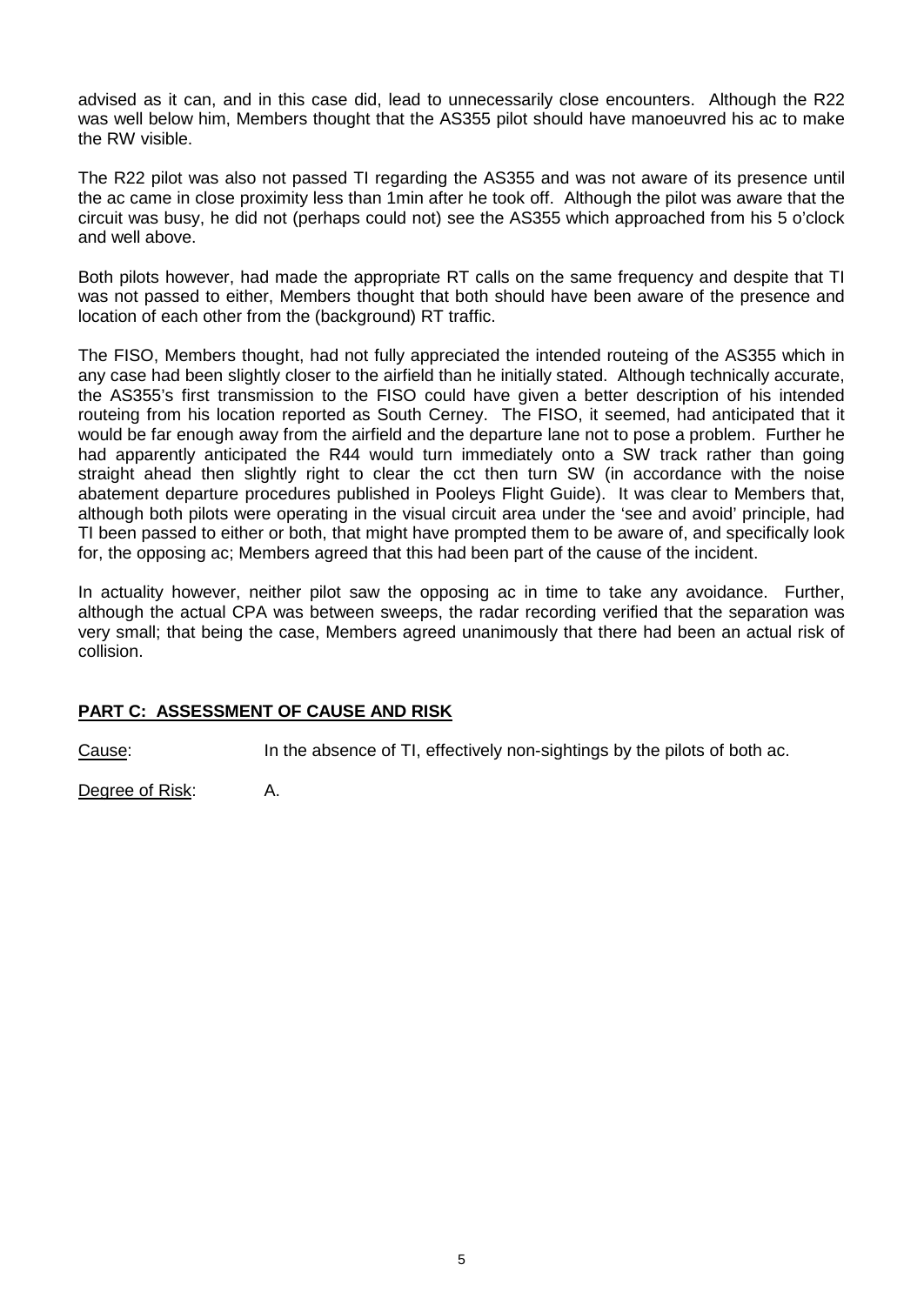advised as it can, and in this case did, lead to unnecessarily close encounters. Although the R22 was well below him, Members thought that the AS355 pilot should have manoeuvred his ac to make the RW visible.

The R22 pilot was also not passed TI regarding the AS355 and was not aware of its presence until the ac came in close proximity less than 1min after he took off. Although the pilot was aware that the circuit was busy, he did not (perhaps could not) see the AS355 which approached from his 5 o'clock and well above.

Both pilots however, had made the appropriate RT calls on the same frequency and despite that TI was not passed to either, Members thought that both should have been aware of the presence and location of each other from the (background) RT traffic.

The FISO, Members thought, had not fully appreciated the intended routeing of the AS355 which in any case had been slightly closer to the airfield than he initially stated. Although technically accurate, the AS355's first transmission to the FISO could have given a better description of his intended routeing from his location reported as South Cerney. The FISO, it seemed, had anticipated that it would be far enough away from the airfield and the departure lane not to pose a problem. Further he had apparently anticipated the R44 would turn immediately onto a SW track rather than going straight ahead then slightly right to clear the cct then turn SW (in accordance with the noise abatement departure procedures published in Pooleys Flight Guide). It was clear to Members that, although both pilots were operating in the visual circuit area under the 'see and avoid' principle, had TI been passed to either or both, that might have prompted them to be aware of, and specifically look for, the opposing ac; Members agreed that this had been part of the cause of the incident.

In actuality however, neither pilot saw the opposing ac in time to take any avoidance. Further, although the actual CPA was between sweeps, the radar recording verified that the separation was very small; that being the case, Members agreed unanimously that there had been an actual risk of collision.

## PART C: ASSESSMENT OF CAUSE AND RISK

Cause: In the absence of TI, effectively non-sightings by the pilots of both ac.

Degree of Risk: A.